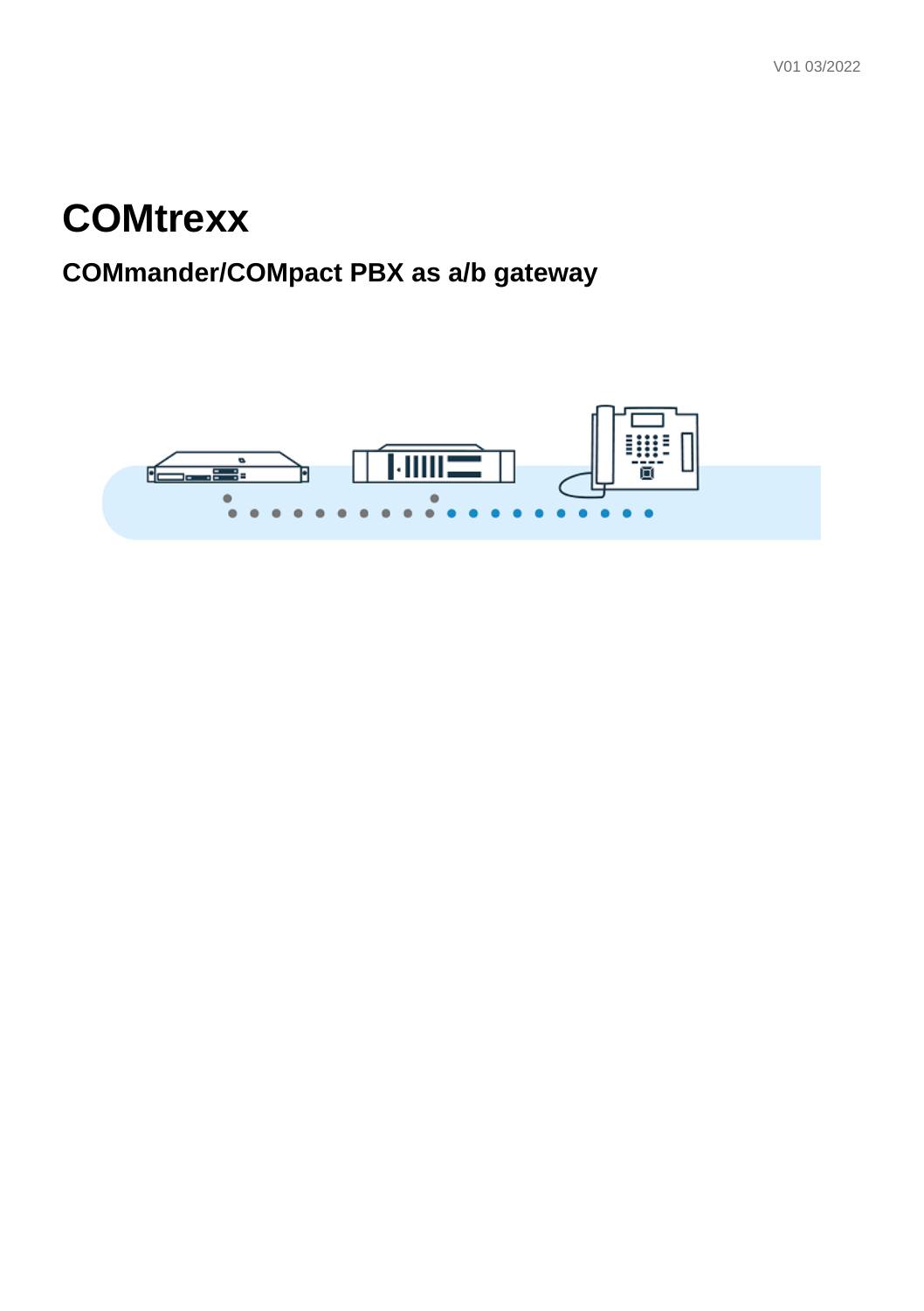V01 03/2022

# COMtrexx

## COMmander/COMpact PBX as a/b gateway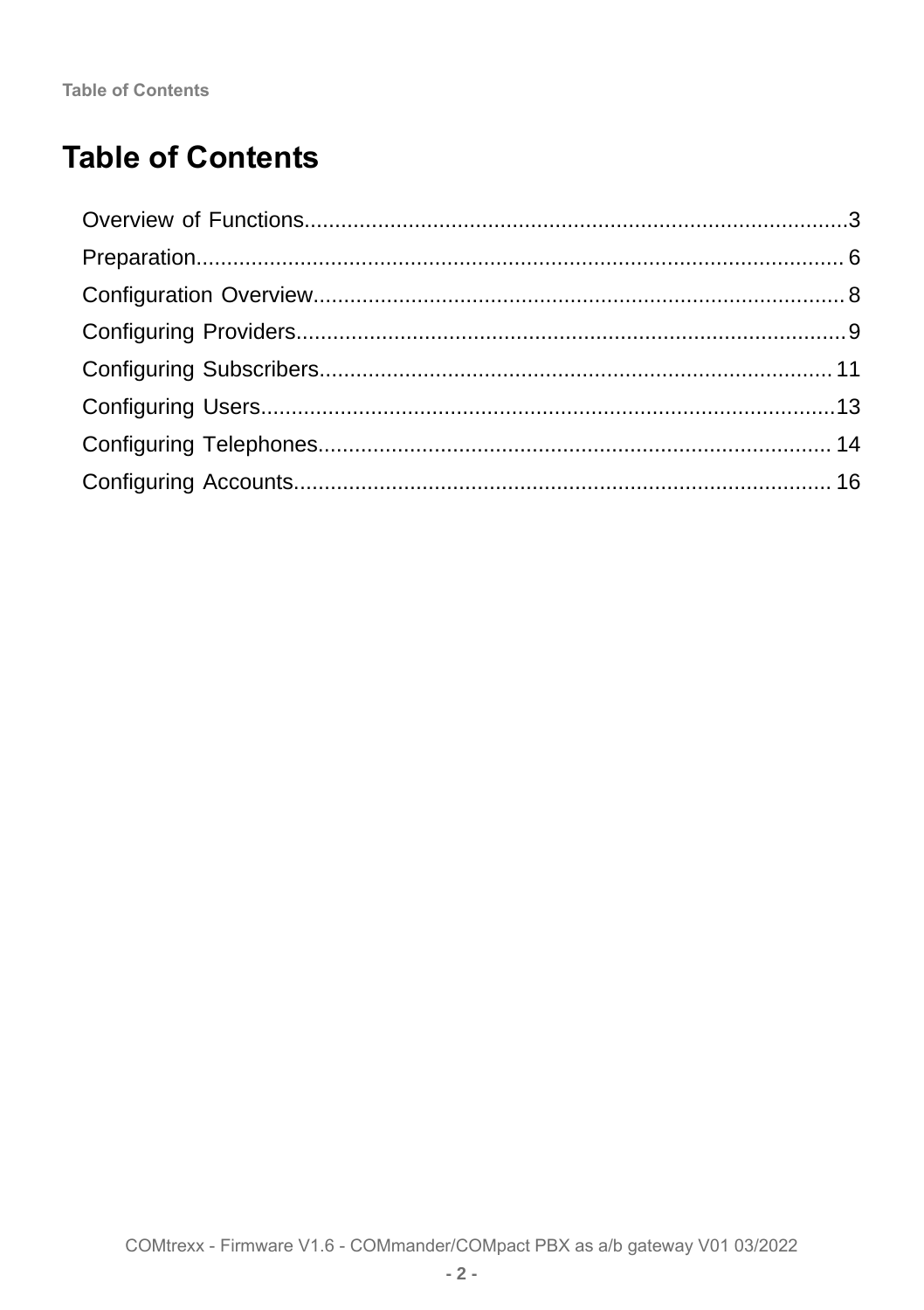# Table of Contents

Overview of Functions........................................................................................3
Preparation.........................................................................................................6
Configuration Overview.......................................................................................8
Configuring Providers..........................................................................................9
Configuring Subscribers....................................................................................11
Configuring Users..............................................................................................13
Configuring Telephones.....................................................................................14
Configuring Accounts........................................................................................16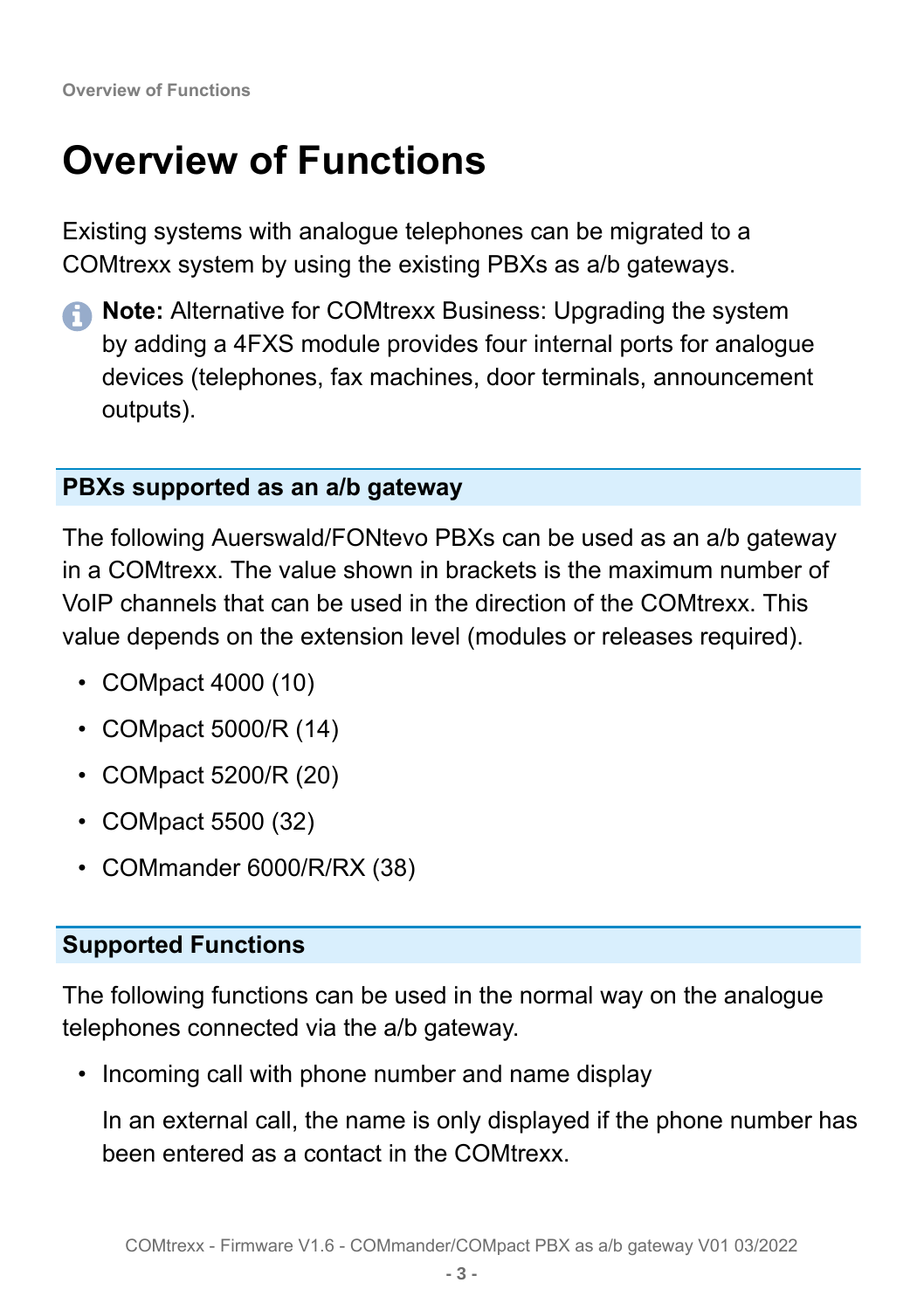# Overview of Functions

Existing systems with analogue telephones can be migrated to a COMtrexx system by using the existing PBXs as a/b gateways.

**Note:** Alternative for COMtrexx Business: Upgrading the system by adding a 4FXS module provides four internal ports for analogue devices (telephones, fax machines, door terminals, announcement outputs).

## PBXs supported as an a/b gateway

The following Auerswald/FONtevo PBXs can be used as an a/b gateway in a COMtrexx. The value shown in brackets is the maximum number of VoIP channels that can be used in the direction of the COMtrexx. This value depends on the extension level (modules or releases required).

- COMpact 4000 (10)
- COMpact 5000/R (14)
- COMpact 5200/R (20)
- COMpact 5500 (32)
- COMmander 6000/R/RX (38)

## Supported Functions

The following functions can be used in the normal way on the analogue telephones connected via the a/b gateway.

- Incoming call with phone number and name display

  In an external call, the name is only displayed if the phone number has been entered as a contact in the COMtrexx.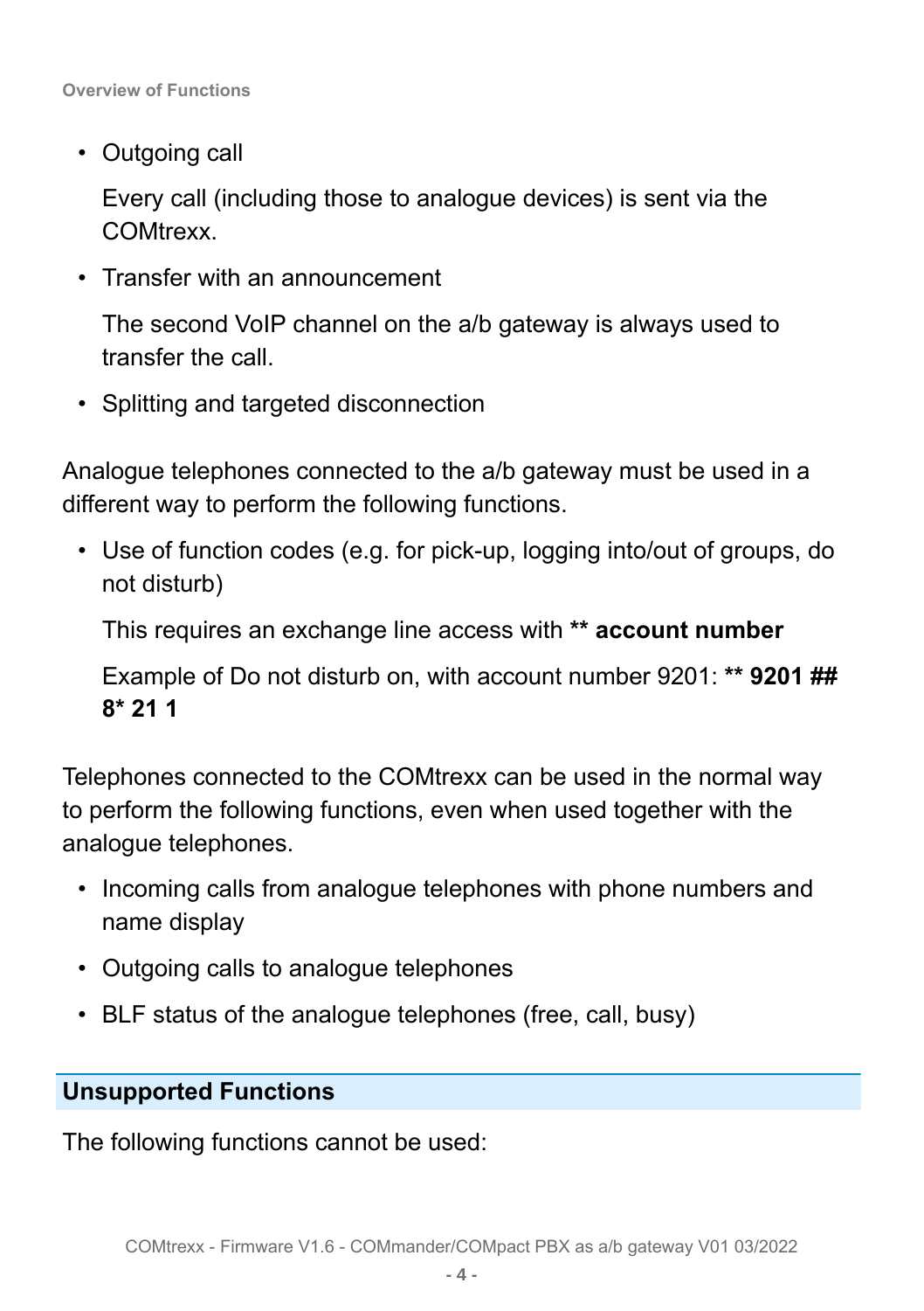- Outgoing call

  Every call (including those to analogue devices) is sent via the COMtrexx.

- Transfer with an announcement

  The second VoIP channel on the a/b gateway is always used to transfer the call.

- Splitting and targeted disconnection

Analogue telephones connected to the a/b gateway must be used in a different way to perform the following functions.

- Use of function codes (e.g. for pick-up, logging into/out of groups, do not disturb)

  This requires an exchange line access with **** account number**

  Example of Do not disturb on, with account number 9201: **** 9201 ## 8* 21 1**

Telephones connected to the COMtrexx can be used in the normal way to perform the following functions, even when used together with the analogue telephones.

- Incoming calls from analogue telephones with phone numbers and name display
- Outgoing calls to analogue telephones
- BLF status of the analogue telephones (free, call, busy)

## Unsupported Functions

The following functions cannot be used: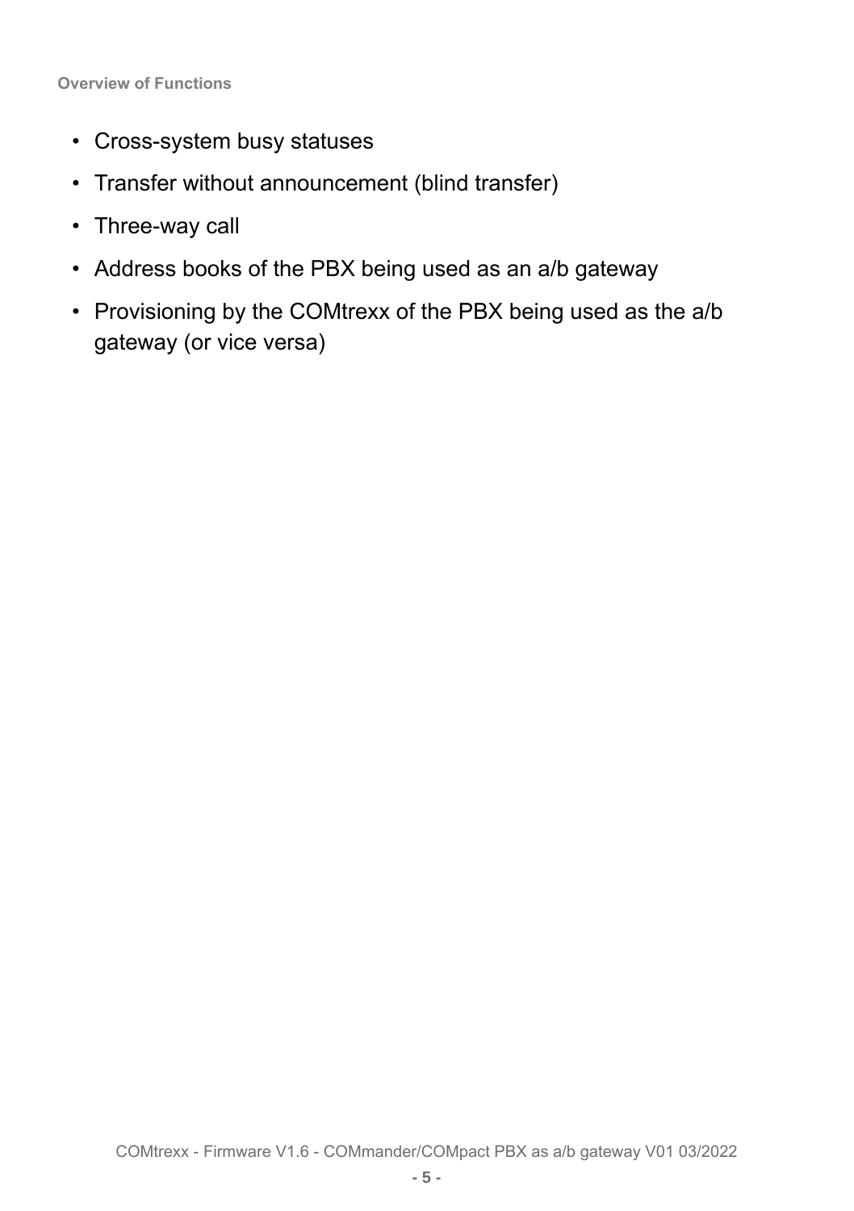- Cross-system busy statuses
- Transfer without announcement (blind transfer)
- Three-way call
- Address books of the PBX being used as an a/b gateway
- Provisioning by the COMtrexx of the PBX being used as the a/b gateway (or vice versa)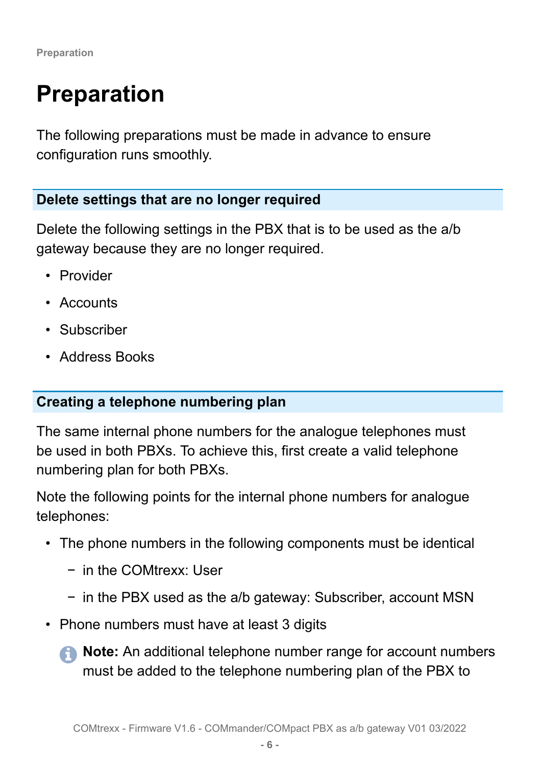# Preparation

The following preparations must be made in advance to ensure configuration runs smoothly.

## Delete settings that are no longer required

Delete the following settings in the PBX that is to be used as the a/b gateway because they are no longer required.

- Provider
- Accounts
- Subscriber
- Address Books

## Creating a telephone numbering plan

The same internal phone numbers for the analogue telephones must be used in both PBXs. To achieve this, first create a valid telephone numbering plan for both PBXs.

Note the following points for the internal phone numbers for analogue telephones:

- The phone numbers in the following components must be identical
  - in the COMtrexx: User
  - in the PBX used as the a/b gateway: Subscriber, account MSN
- Phone numbers must have at least 3 digits

  **Note:** An additional telephone number range for account numbers must be added to the telephone numbering plan of the PBX to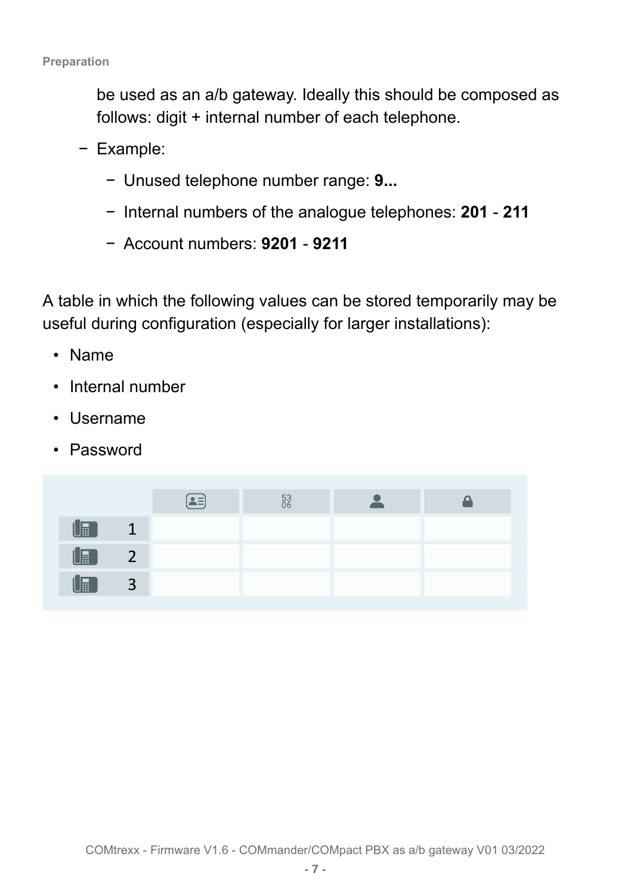be used as an a/b gateway. Ideally this should be composed as follows: digit + internal number of each telephone.

- Example:
  - Unused telephone number range: **9...**
  - Internal numbers of the analogue telephones: **201** - **211**
  - Account numbers: **9201** - **9211**

A table in which the following values can be stored temporarily may be useful during configuration (especially for larger installations):

- Name
- Internal number
- Username
- Password

| | | 53 06 | | |
|---|---|---|---|---|
| 1 | | | | |
| 2 | | | | |
| 3 | | | | |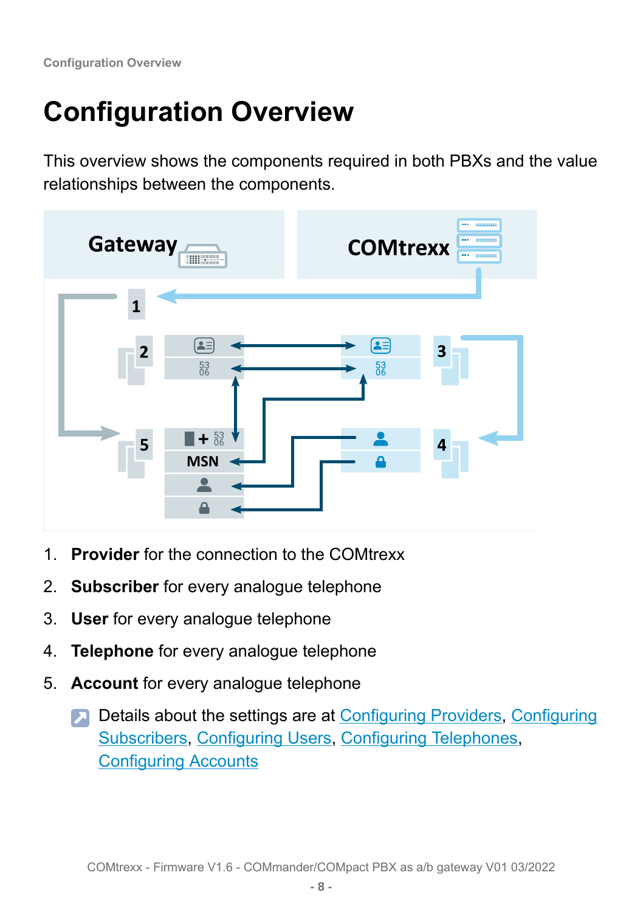# Configuration Overview

This overview shows the components required in both PBXs and the value relationships between the components.

1. **Provider** for the connection to the COMtrexx
2. **Subscriber** for every analogue telephone
3. **User** for every analogue telephone
4. **Telephone** for every analogue telephone
5. **Account** for every analogue telephone

Details about the settings are at Configuring Providers, Configuring Subscribers, Configuring Users, Configuring Telephones, Configuring Accounts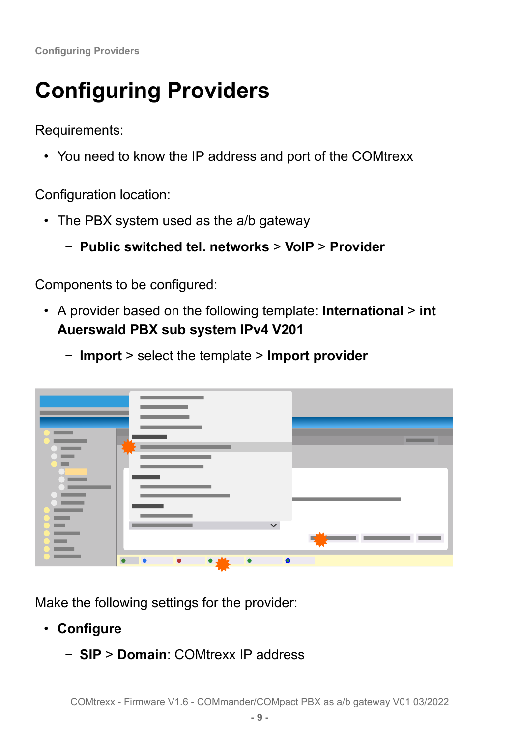# Configuring Providers

Requirements:

- You need to know the IP address and port of the COMtrexx

Configuration location:

- The PBX system used as the a/b gateway
  - **Public switched tel. networks** > **VoIP** > **Provider**

Components to be configured:

- A provider based on the following template: **International** > **int Auerswald PBX sub system IPv4 V201**
  - **Import** > select the template > **Import provider**

Make the following settings for the provider:

- **Configure**
  - **SIP** > **Domain**: COMtrexx IP address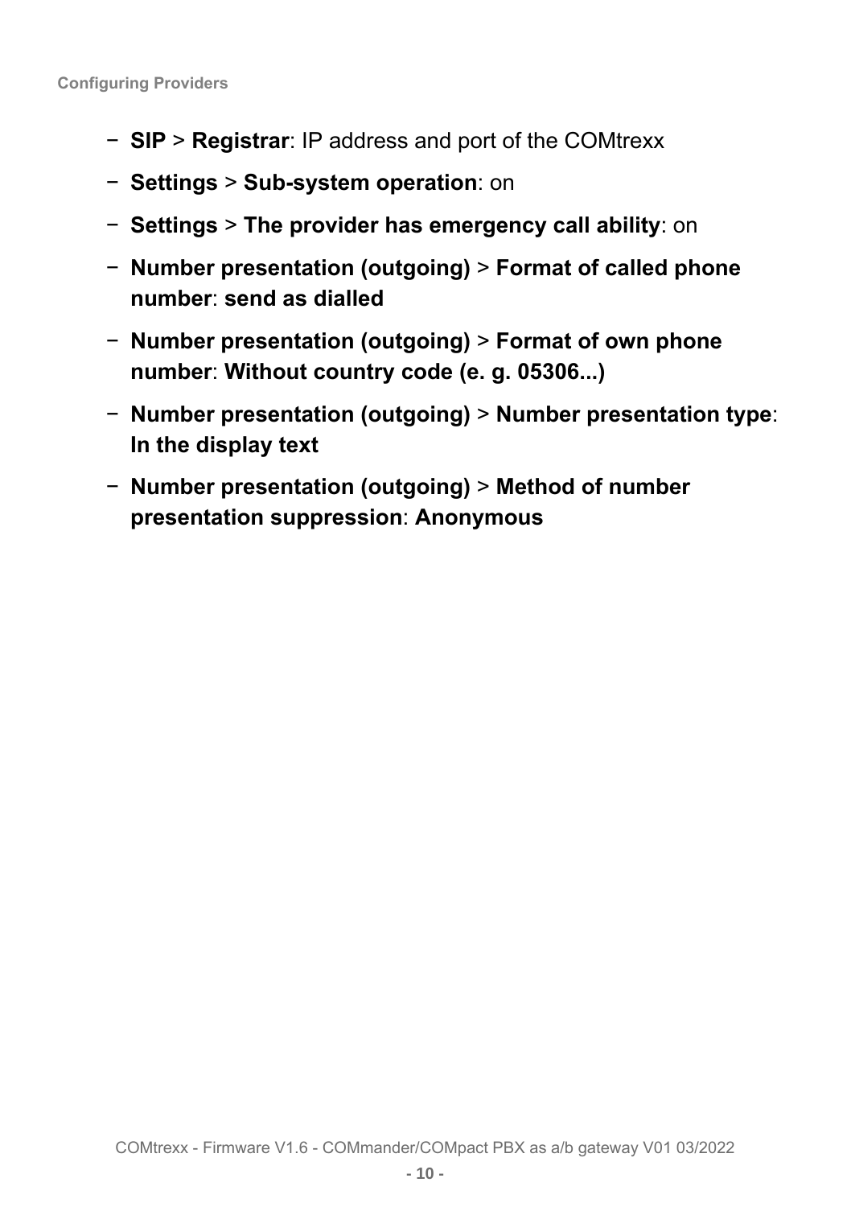- **SIP** > **Registrar**: IP address and port of the COMtrexx
- **Settings** > **Sub-system operation**: on
- **Settings** > **The provider has emergency call ability**: on
- **Number presentation (outgoing)** > **Format of called phone number**: **send as dialled**
- **Number presentation (outgoing)** > **Format of own phone number**: **Without country code (e. g. 05306...)**
- **Number presentation (outgoing)** > **Number presentation type**: **In the display text**
- **Number presentation (outgoing)** > **Method of number presentation suppression**: **Anonymous**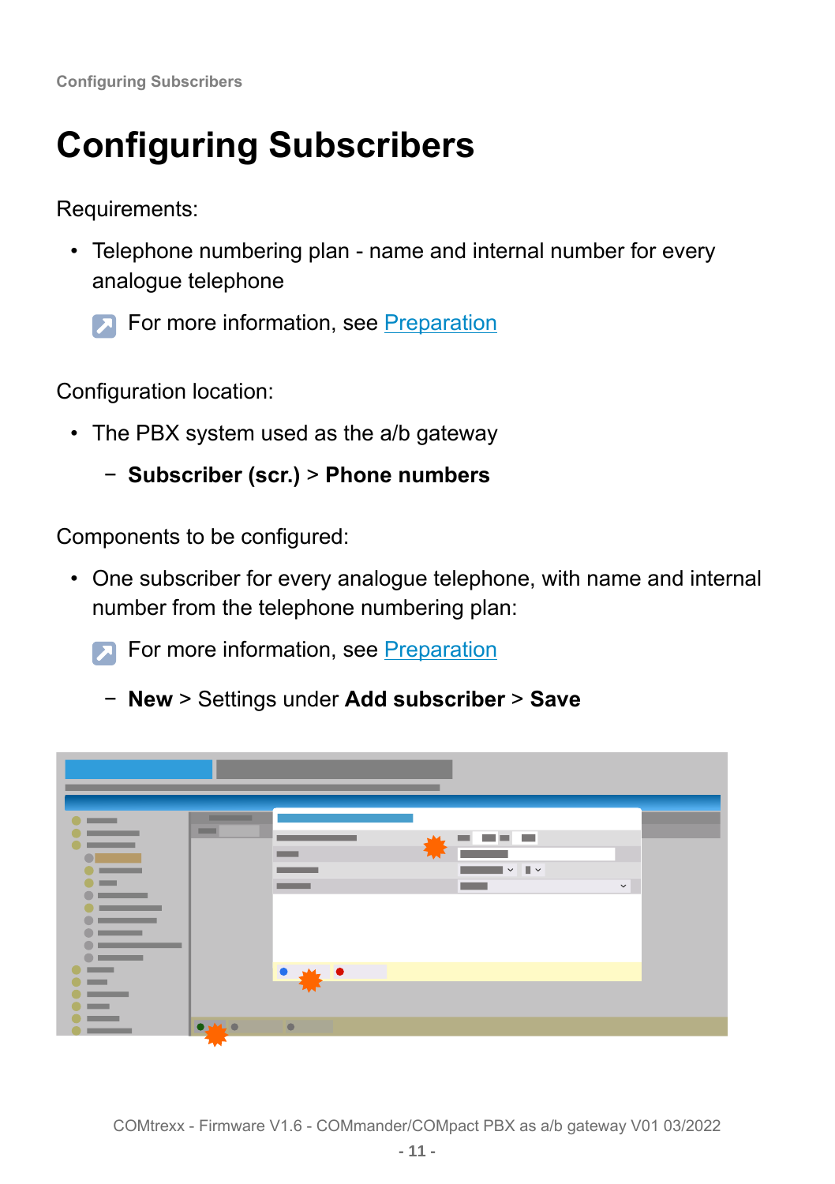# Configuring Subscribers

Requirements:

- Telephone numbering plan - name and internal number for every analogue telephone

  For more information, see Preparation

Configuration location:

- The PBX system used as the a/b gateway
  - **Subscriber (scr.)** > **Phone numbers**

Components to be configured:

- One subscriber for every analogue telephone, with name and internal number from the telephone numbering plan:

  For more information, see Preparation

  - **New** > Settings under **Add subscriber** > **Save**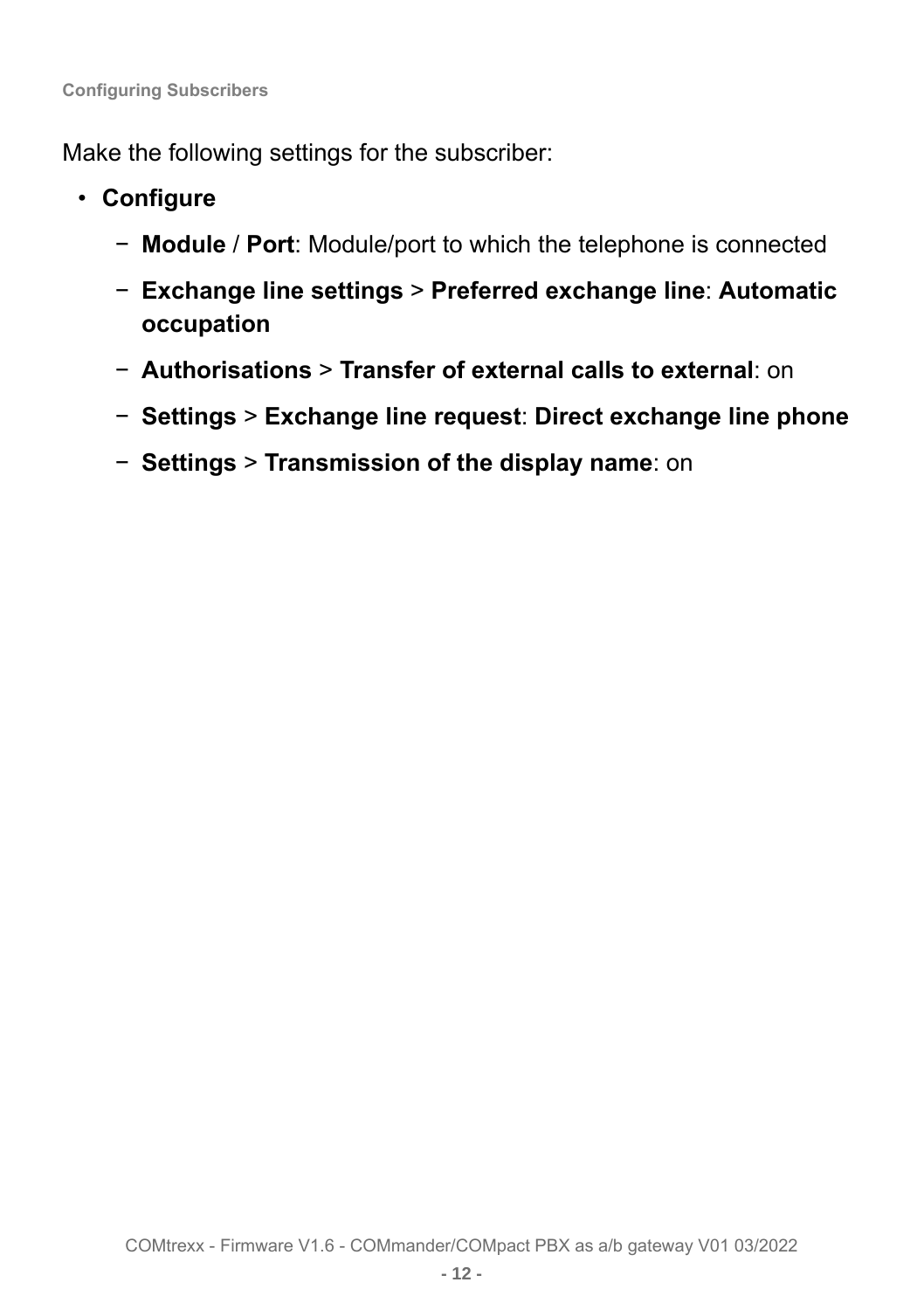Make the following settings for the subscriber:

- **Configure**
  - **Module** / **Port**: Module/port to which the telephone is connected
  - **Exchange line settings** > **Preferred exchange line**: **Automatic occupation**
  - **Authorisations** > **Transfer of external calls to external**: on
  - **Settings** > **Exchange line request**: **Direct exchange line phone**
  - **Settings** > **Transmission of the display name**: on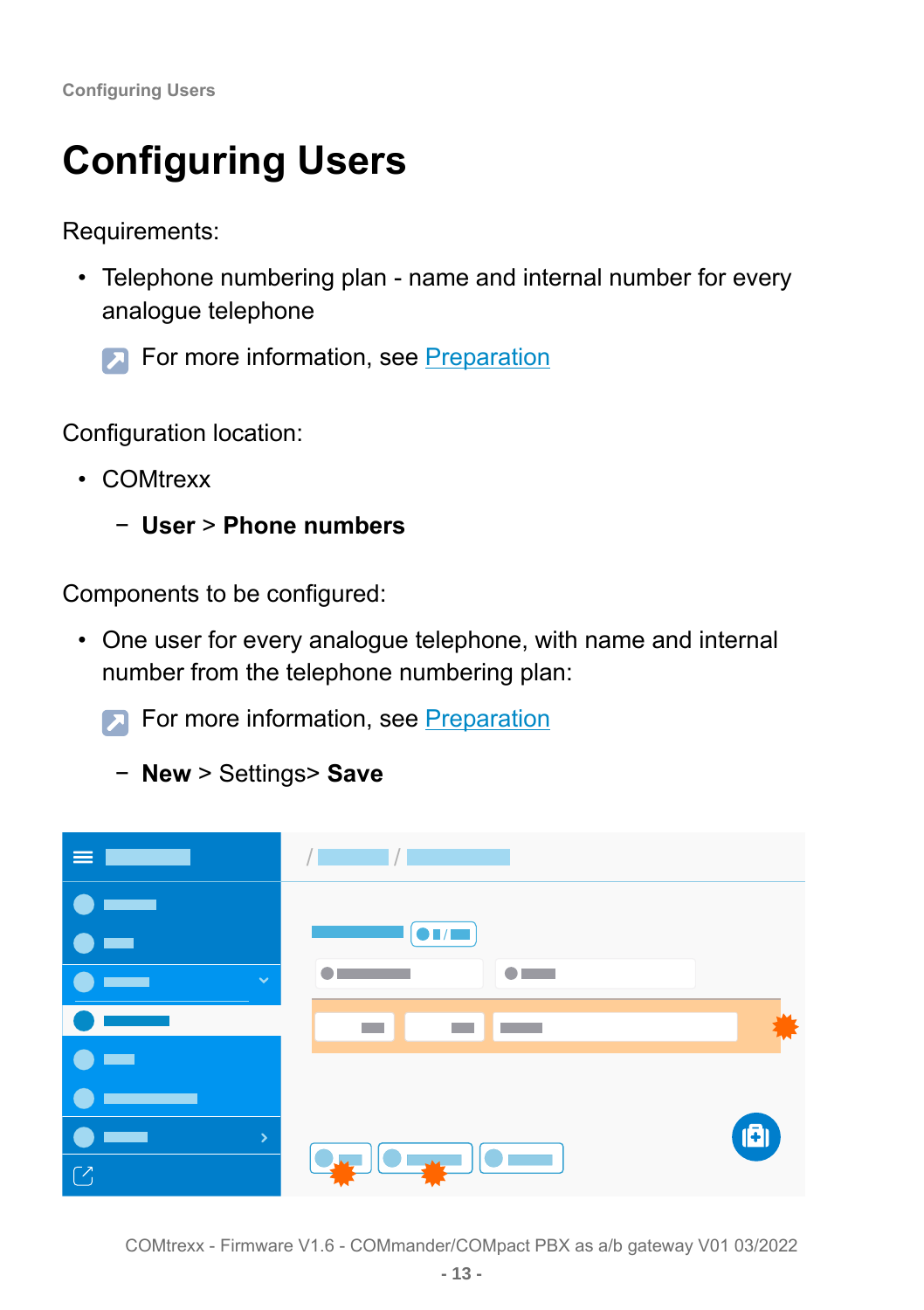# Configuring Users

Requirements:

- Telephone numbering plan - name and internal number for every analogue telephone

  For more information, see Preparation

Configuration location:

- COMtrexx
  - **User** > **Phone numbers**

Components to be configured:

- One user for every analogue telephone, with name and internal number from the telephone numbering plan:

  For more information, see Preparation

  - **New** > Settings> **Save**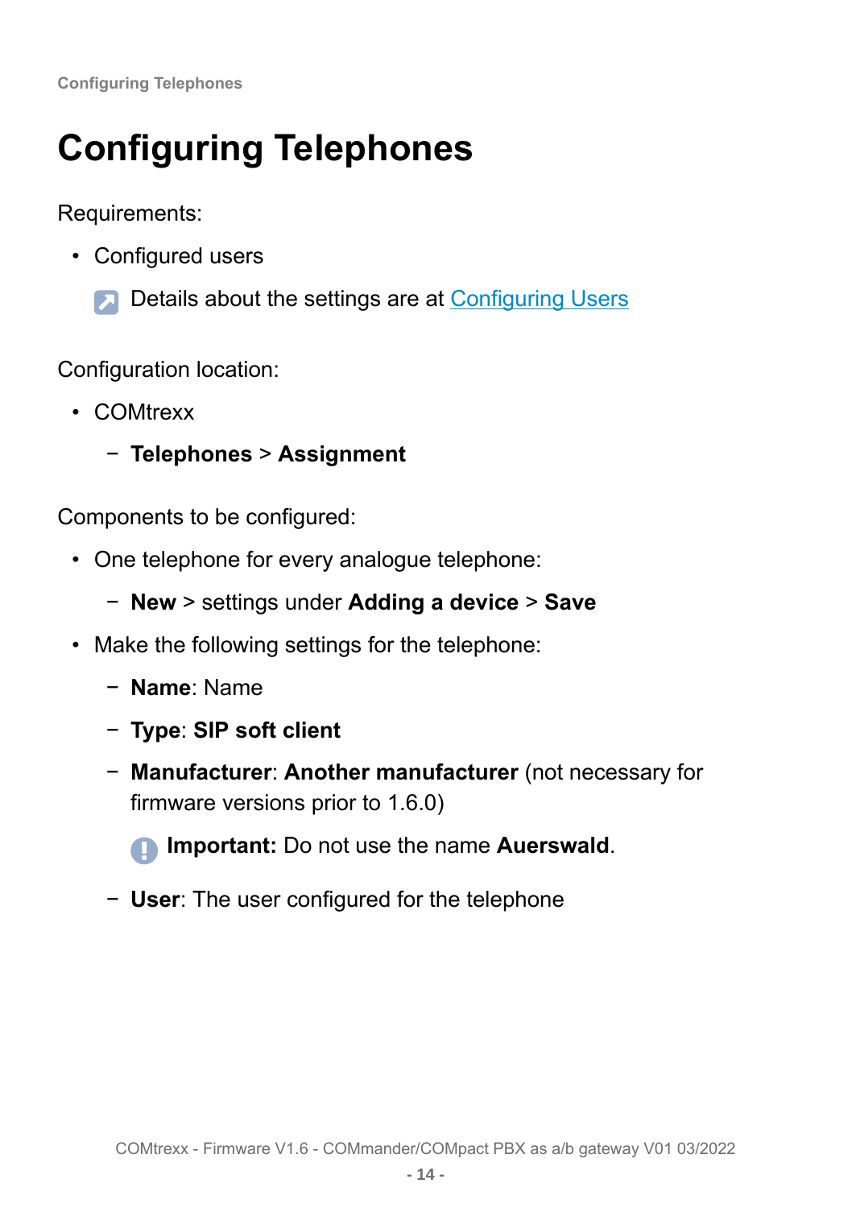# Configuring Telephones

Requirements:

- Configured users

  Details about the settings are at Configuring Users

Configuration location:

- COMtrexx
  - **Telephones** > **Assignment**

Components to be configured:

- One telephone for every analogue telephone:
  - **New** > settings under **Adding a device** > **Save**
- Make the following settings for the telephone:
  - **Name**: Name
  - **Type**: **SIP soft client**
  - **Manufacturer**: **Another manufacturer** (not necessary for firmware versions prior to 1.6.0)

    **Important:** Do not use the name **Auerswald**.
  - **User**: The user configured for the telephone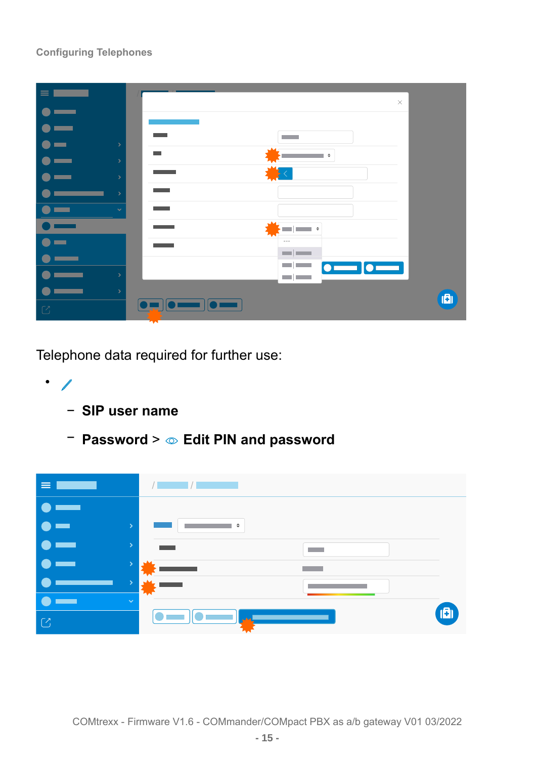Telephone data required for further use:

- ✎
  - **SIP user name**
  - **Password > 👁 Edit PIN and password**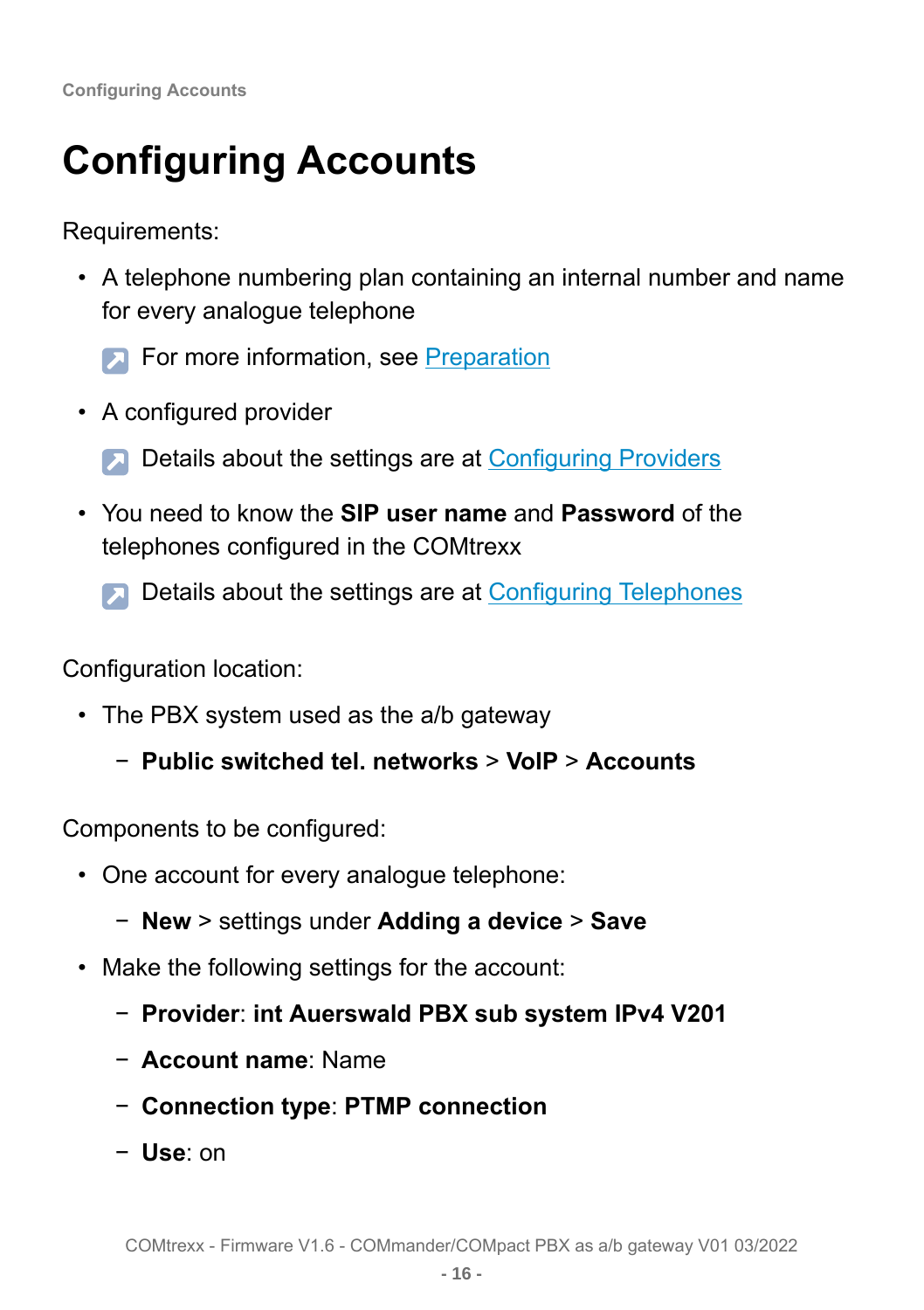# Configuring Accounts

Requirements:

- A telephone numbering plan containing an internal number and name for every analogue telephone

  For more information, see Preparation

- A configured provider

  Details about the settings are at Configuring Providers

- You need to know the **SIP user name** and **Password** of the telephones configured in the COMtrexx

  Details about the settings are at Configuring Telephones

Configuration location:

- The PBX system used as the a/b gateway
  - **Public switched tel. networks** > **VoIP** > **Accounts**

Components to be configured:

- One account for every analogue telephone:
  - **New** > settings under **Adding a device** > **Save**
- Make the following settings for the account:
  - **Provider**: **int Auerswald PBX sub system IPv4 V201**
  - **Account name**: Name
  - **Connection type**: **PTMP connection**
  - **Use**: on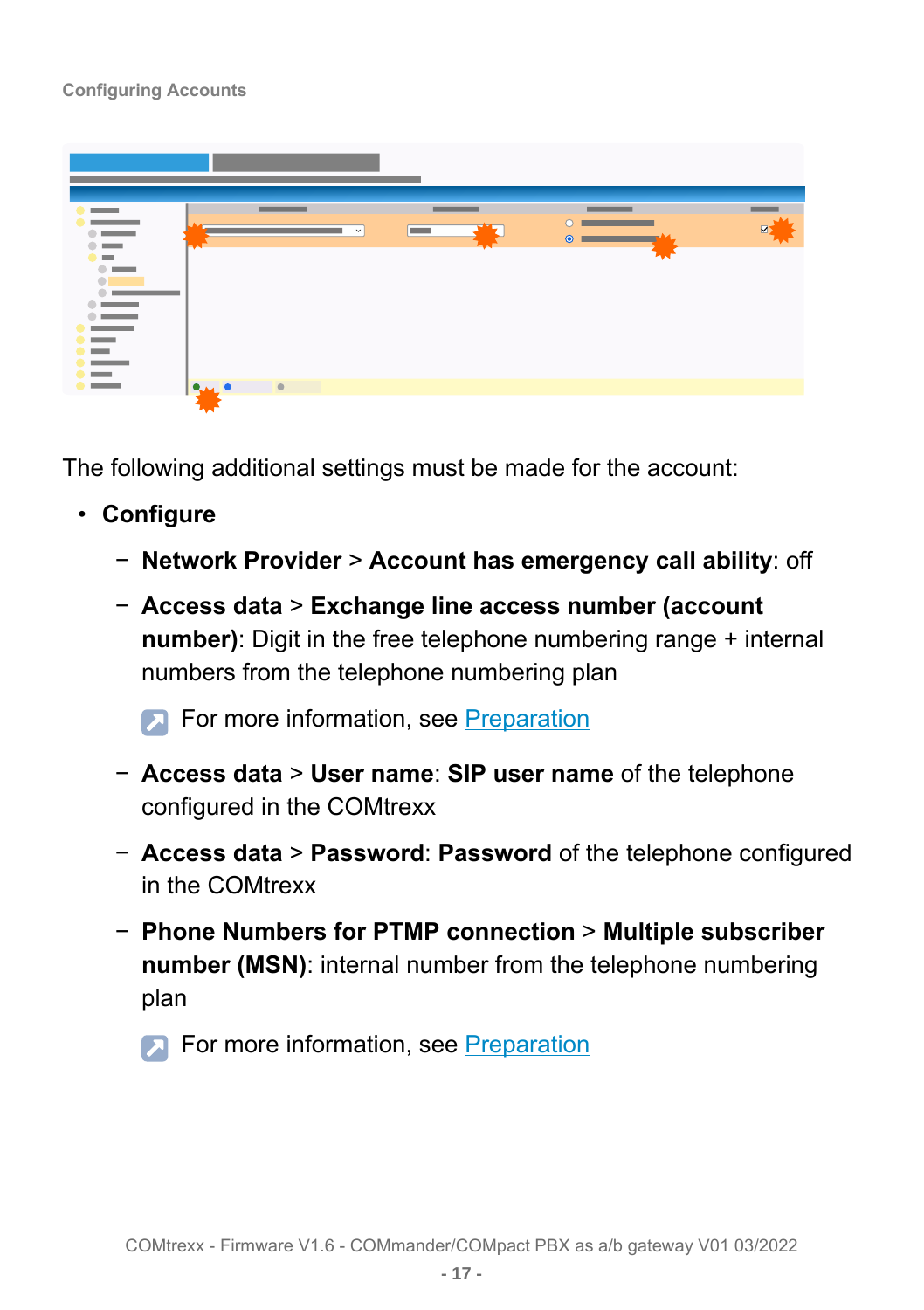The following additional settings must be made for the account:

- **Configure**
  - **Network Provider** > **Account has emergency call ability**: off
  - **Access data** > **Exchange line access number (account number)**: Digit in the free telephone numbering range + internal numbers from the telephone numbering plan

    For more information, see Preparation

  - **Access data** > **User name**: **SIP user name** of the telephone configured in the COMtrexx
  - **Access data** > **Password**: **Password** of the telephone configured in the COMtrexx
  - **Phone Numbers for PTMP connection** > **Multiple subscriber number (MSN)**: internal number from the telephone numbering plan

    For more information, see Preparation